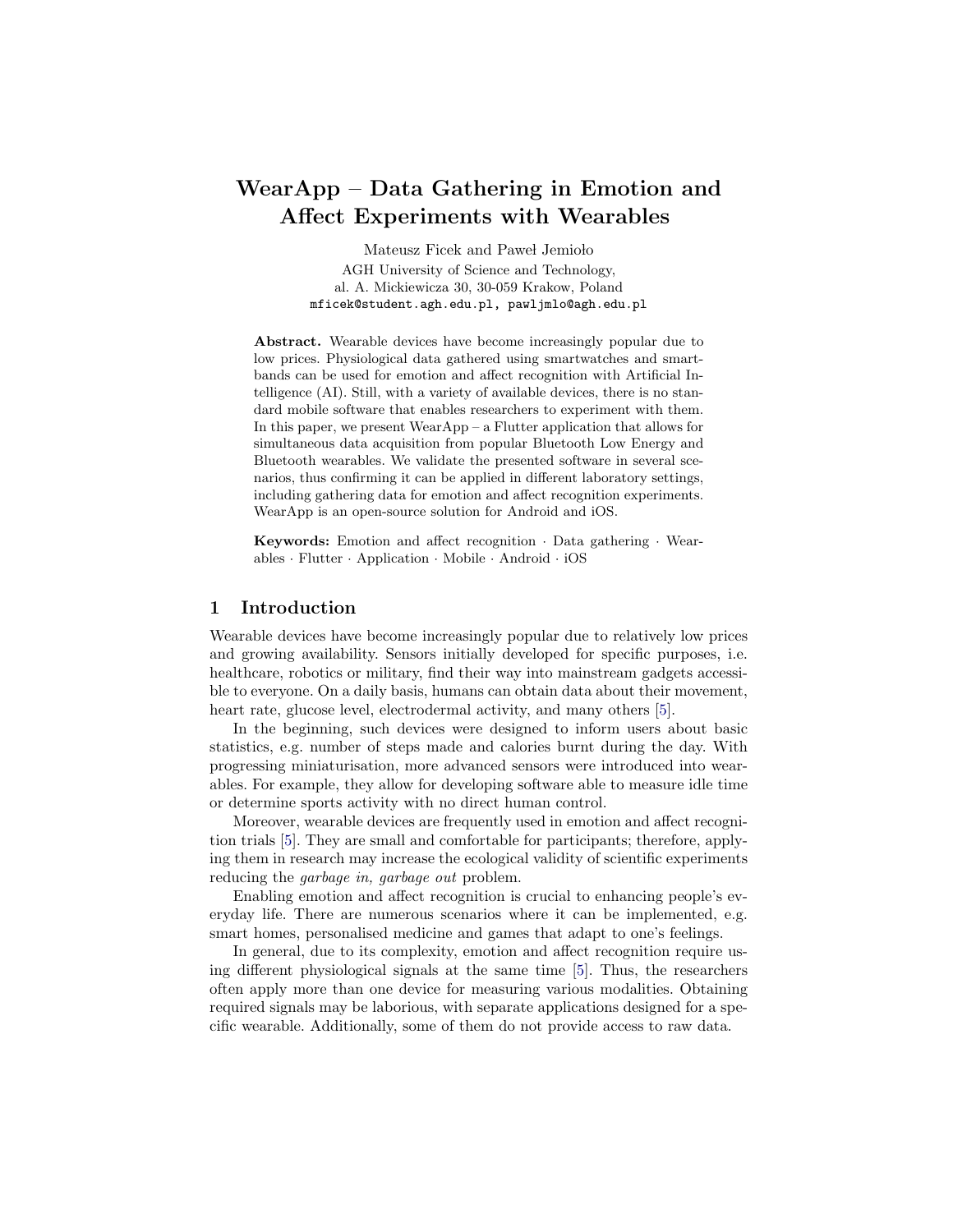# WearApp – Data Gathering in Emotion and Affect Experiments with Wearables

Mateusz Ficek and Paweł Jemioło

AGH University of Science and Technology,
al. A. Mickiewicza 30, 30-059 Krakow, Poland
mficek@student.agh.edu.pl, pawljmlo@agh.edu.pl

**Abstract.** Wearable devices have become increasingly popular due to low prices. Physiological data gathered using smartwatches and smartbands can be used for emotion and affect recognition with Artificial Intelligence (AI). Still, with a variety of available devices, there is no standard mobile software that enables researchers to experiment with them. In this paper, we present WearApp – a Flutter application that allows for simultaneous data acquisition from popular Bluetooth Low Energy and Bluetooth wearables. We validate the presented software in several scenarios, thus confirming it can be applied in different laboratory settings, including gathering data for emotion and affect recognition experiments. WearApp is an open-source solution for Android and iOS.

**Keywords:** Emotion and affect recognition · Data gathering · Wearables · Flutter · Application · Mobile · Android · iOS

## 1 Introduction

Wearable devices have become increasingly popular due to relatively low prices and growing availability. Sensors initially developed for specific purposes, i.e. healthcare, robotics or military, find their way into mainstream gadgets accessible to everyone. On a daily basis, humans can obtain data about their movement, heart rate, glucose level, electrodermal activity, and many others [5].

In the beginning, such devices were designed to inform users about basic statistics, e.g. number of steps made and calories burnt during the day. With progressing miniaturisation, more advanced sensors were introduced into wearables. For example, they allow for developing software able to measure idle time or determine sports activity with no direct human control.

Moreover, wearable devices are frequently used in emotion and affect recognition trials [5]. They are small and comfortable for participants; therefore, applying them in research may increase the ecological validity of scientific experiments reducing the *garbage in, garbage out* problem.

Enabling emotion and affect recognition is crucial to enhancing people's everyday life. There are numerous scenarios where it can be implemented, e.g. smart homes, personalised medicine and games that adapt to one's feelings.

In general, due to its complexity, emotion and affect recognition require using different physiological signals at the same time [5]. Thus, the researchers often apply more than one device for measuring various modalities. Obtaining required signals may be laborious, with separate applications designed for a specific wearable. Additionally, some of them do not provide access to raw data.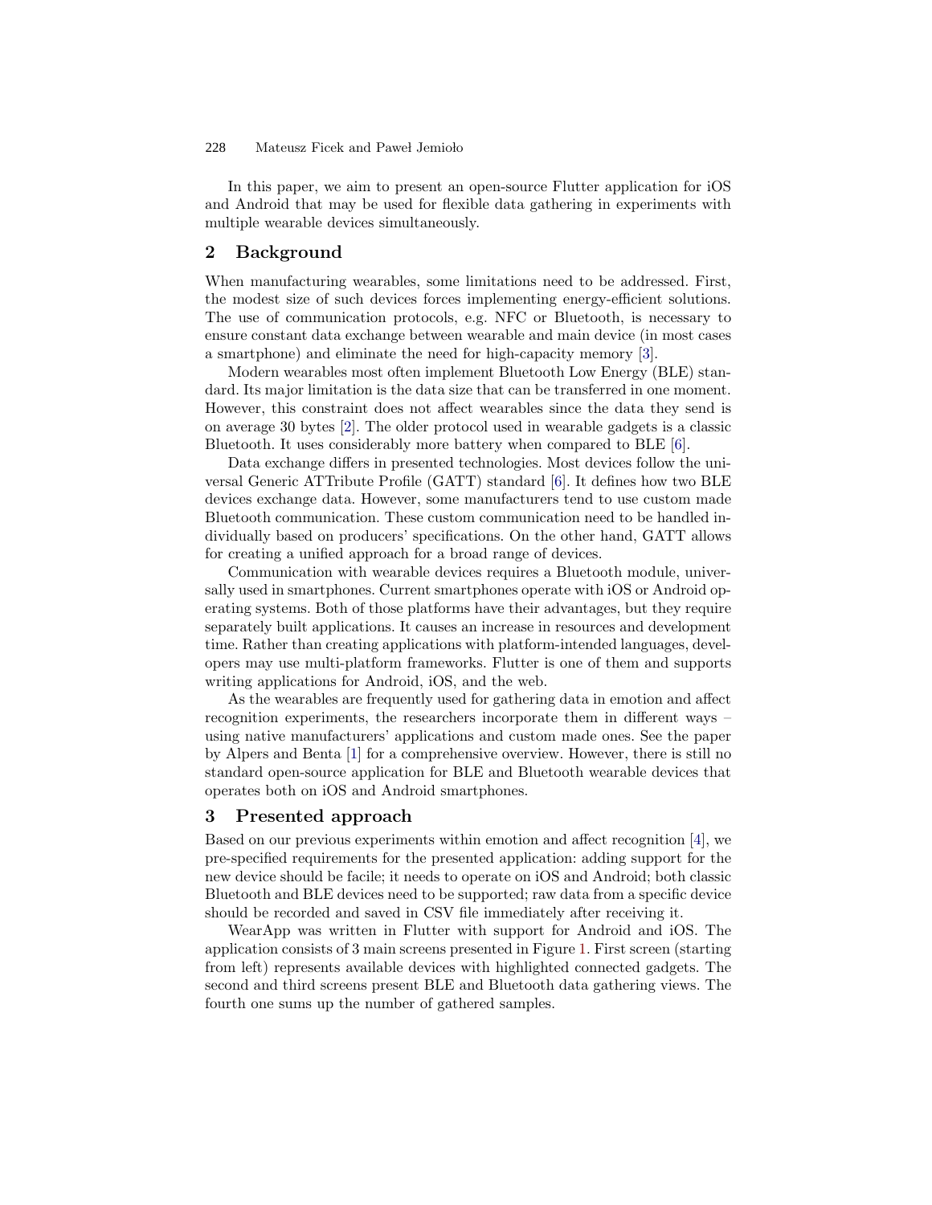In this paper, we aim to present an open-source Flutter application for iOS and Android that may be used for flexible data gathering in experiments with multiple wearable devices simultaneously.

## 2 Background

When manufacturing wearables, some limitations need to be addressed. First, the modest size of such devices forces implementing energy-efficient solutions. The use of communication protocols, e.g. NFC or Bluetooth, is necessary to ensure constant data exchange between wearable and main device (in most cases a smartphone) and eliminate the need for high-capacity memory [3].

Modern wearables most often implement Bluetooth Low Energy (BLE) standard. Its major limitation is the data size that can be transferred in one moment. However, this constraint does not affect wearables since the data they send is on average 30 bytes [2]. The older protocol used in wearable gadgets is a classic Bluetooth. It uses considerably more battery when compared to BLE [6].

Data exchange differs in presented technologies. Most devices follow the universal Generic ATTribute Profile (GATT) standard [6]. It defines how two BLE devices exchange data. However, some manufacturers tend to use custom made Bluetooth communication. These custom communication need to be handled individually based on producers' specifications. On the other hand, GATT allows for creating a unified approach for a broad range of devices.

Communication with wearable devices requires a Bluetooth module, universally used in smartphones. Current smartphones operate with iOS or Android operating systems. Both of those platforms have their advantages, but they require separately built applications. It causes an increase in resources and development time. Rather than creating applications with platform-intended languages, developers may use multi-platform frameworks. Flutter is one of them and supports writing applications for Android, iOS, and the web.

As the wearables are frequently used for gathering data in emotion and affect recognition experiments, the researchers incorporate them in different ways – using native manufacturers' applications and custom made ones. See the paper by Alpers and Benta [1] for a comprehensive overview. However, there is still no standard open-source application for BLE and Bluetooth wearable devices that operates both on iOS and Android smartphones.

## 3 Presented approach

Based on our previous experiments within emotion and affect recognition [4], we pre-specified requirements for the presented application: adding support for the new device should be facile; it needs to operate on iOS and Android; both classic Bluetooth and BLE devices need to be supported; raw data from a specific device should be recorded and saved in CSV file immediately after receiving it.

WearApp was written in Flutter with support for Android and iOS. The application consists of 3 main screens presented in Figure 1. First screen (starting from left) represents available devices with highlighted connected gadgets. The second and third screens present BLE and Bluetooth data gathering views. The fourth one sums up the number of gathered samples.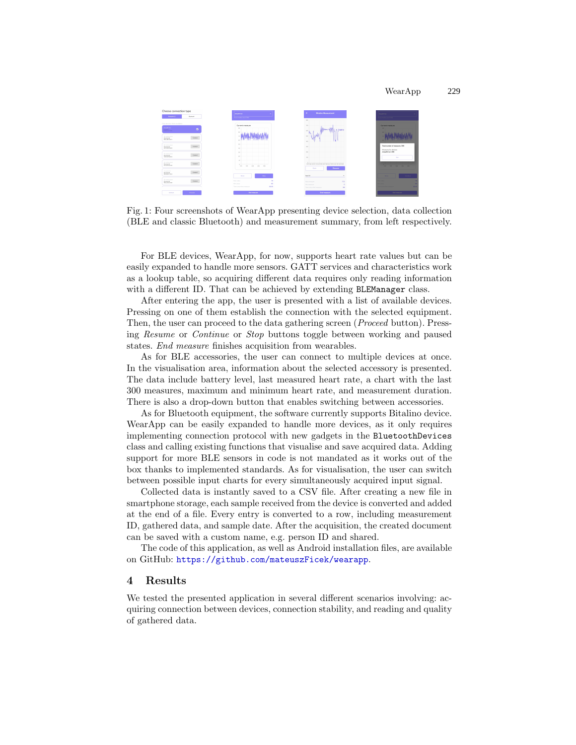Fig. 1: Four screenshots of WearApp presenting device selection, data collection (BLE and classic Bluetooth) and measurement summary, from left respectively.

For BLE devices, WearApp, for now, supports heart rate values but can be easily expanded to handle more sensors. GATT services and characteristics work as a lookup table, so acquiring different data requires only reading information with a different ID. That can be achieved by extending `BLEManager` class.

After entering the app, the user is presented with a list of available devices. Pressing on one of them establish the connection with the selected equipment. Then, the user can proceed to the data gathering screen (*Proceed* button). Pressing *Resume* or *Continue* or *Stop* buttons toggle between working and paused states. *End measure* finishes acquisition from wearables.

As for BLE accessories, the user can connect to multiple devices at once. In the visualisation area, information about the selected accessory is presented. The data include battery level, last measured heart rate, a chart with the last 300 measures, maximum and minimum heart rate, and measurement duration. There is also a drop-down button that enables switching between accessories.

As for Bluetooth equipment, the software currently supports Bitalino device. WearApp can be easily expanded to handle more devices, as it only requires implementing connection protocol with new gadgets in the `BluetoothDevices` class and calling existing functions that visualise and save acquired data. Adding support for more BLE sensors in code is not mandated as it works out of the box thanks to implemented standards. As for visualisation, the user can switch between possible input charts for every simultaneously acquired input signal.

Collected data is instantly saved to a CSV file. After creating a new file in smartphone storage, each sample received from the device is converted and added at the end of a file. Every entry is converted to a row, including measurement ID, gathered data, and sample date. After the acquisition, the created document can be saved with a custom name, e.g. person ID and shared.

The code of this application, as well as Android installation files, are available on GitHub: https://github.com/mateuszFicek/wearapp.

## 4 Results

We tested the presented application in several different scenarios involving: acquiring connection between devices, connection stability, and reading and quality of gathered data.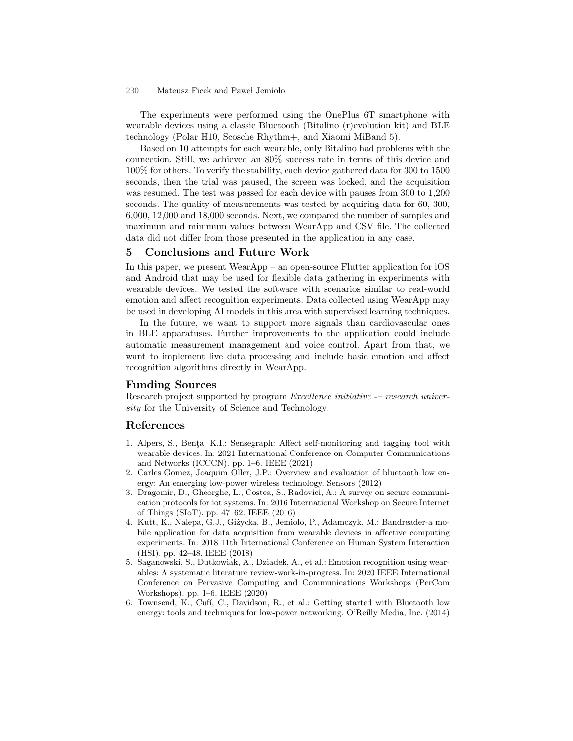The experiments were performed using the OnePlus 6T smartphone with wearable devices using a classic Bluetooth (Bitalino (r)evolution kit) and BLE technology (Polar H10, Scosche Rhythm+, and Xiaomi MiBand 5).

Based on 10 attempts for each wearable, only Bitalino had problems with the connection. Still, we achieved an 80% success rate in terms of this device and 100% for others. To verify the stability, each device gathered data for 300 to 1500 seconds, then the trial was paused, the screen was locked, and the acquisition was resumed. The test was passed for each device with pauses from 300 to 1,200 seconds. The quality of measurements was tested by acquiring data for 60, 300, 6,000, 12,000 and 18,000 seconds. Next, we compared the number of samples and maximum and minimum values between WearApp and CSV file. The collected data did not differ from those presented in the application in any case.

## 5 Conclusions and Future Work

In this paper, we present WearApp – an open-source Flutter application for iOS and Android that may be used for flexible data gathering in experiments with wearable devices. We tested the software with scenarios similar to real-world emotion and affect recognition experiments. Data collected using WearApp may be used in developing AI models in this area with supervised learning techniques.

In the future, we want to support more signals than cardiovascular ones in BLE apparatuses. Further improvements to the application could include automatic measurement management and voice control. Apart from that, we want to implement live data processing and include basic emotion and affect recognition algorithms directly in WearApp.

## Funding Sources

Research project supported by program *Excellence initiative -– research university* for the University of Science and Technology.

## References

1. Alpers, S., Benţa, K.I.: Sensegraph: Affect self-monitoring and tagging tool with wearable devices. In: 2021 International Conference on Computer Communications and Networks (ICCCN). pp. 1–6. IEEE (2021)
2. Carles Gomez, Joaquim Oller, J.P.: Overview and evaluation of bluetooth low energy: An emerging low-power wireless technology. Sensors (2012)
3. Dragomir, D., Gheorghe, L., Costea, S., Radovici, A.: A survey on secure communication protocols for iot systems. In: 2016 International Workshop on Secure Internet of Things (SIoT). pp. 47–62. IEEE (2016)
4. Kutt, K., Nalepa, G.J., Giżycka, B., Jemiolo, P., Adamczyk, M.: Bandreader-a mobile application for data acquisition from wearable devices in affective computing experiments. In: 2018 11th International Conference on Human System Interaction (HSI). pp. 42–48. IEEE (2018)
5. Saganowski, S., Dutkowiak, A., Dziadek, A., et al.: Emotion recognition using wearables: A systematic literature review-work-in-progress. In: 2020 IEEE International Conference on Pervasive Computing and Communications Workshops (PerCom Workshops). pp. 1–6. IEEE (2020)
6. Townsend, K., Cufí, C., Davidson, R., et al.: Getting started with Bluetooth low energy: tools and techniques for low-power networking. O'Reilly Media, Inc. (2014)